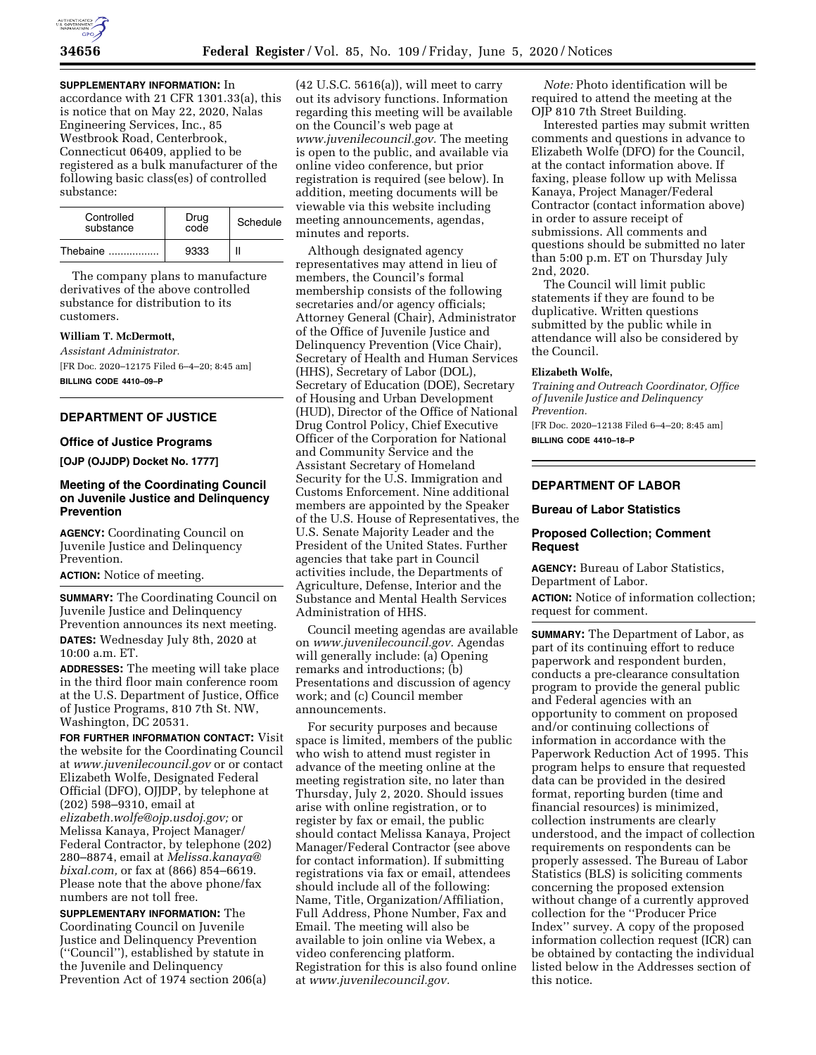**SUPPLEMENTARY INFORMATION:** In accordance with 21 CFR 1301.33(a), this is notice that on May 22, 2020, Nalas Engineering Services, Inc., 85 Westbrook Road, Centerbrook, Connecticut 06409, applied to be registered as a bulk manufacturer of the following basic class(es) of controlled substance:

| Controlled substance | Drug code | Schedule |
| --- | --- | --- |
| Thebaine ................. | 9333 | II |

The company plans to manufacture derivatives of the above controlled substance for distribution to its customers.

**William T. McDermott,**

*Assistant Administrator.*

[FR Doc. 2020–12175 Filed 6–4–20; 8:45 am]

**BILLING CODE 4410–09–P**

## DEPARTMENT OF JUSTICE

### Office of Justice Programs

**[OJP (OJJDP) Docket No. 1777]**

### Meeting of the Coordinating Council on Juvenile Justice and Delinquency Prevention

**AGENCY:** Coordinating Council on Juvenile Justice and Delinquency Prevention.

**ACTION:** Notice of meeting.

**SUMMARY:** The Coordinating Council on Juvenile Justice and Delinquency Prevention announces its next meeting.

**DATES:** Wednesday July 8th, 2020 at 10:00 a.m. ET.

**ADDRESSES:** The meeting will take place in the third floor main conference room at the U.S. Department of Justice, Office of Justice Programs, 810 7th St. NW, Washington, DC 20531.

**FOR FURTHER INFORMATION CONTACT:** Visit the website for the Coordinating Council at *www.juvenilecouncil.gov* or or contact Elizabeth Wolfe, Designated Federal Official (DFO), OJJDP, by telephone at (202) 598–9310, email at *elizabeth.wolfe@ojp.usdoj.gov;* or Melissa Kanaya, Project Manager/Federal Contractor, by telephone (202) 280–8874, email at *Melissa.kanaya@bixal.com,* or fax at (866) 854–6619. Please note that the above phone/fax numbers are not toll free.

**SUPPLEMENTARY INFORMATION:** The Coordinating Council on Juvenile Justice and Delinquency Prevention (''Council''), established by statute in the Juvenile and Delinquency Prevention Act of 1974 section 206(a) (42 U.S.C. 5616(a)), will meet to carry out its advisory functions. Information regarding this meeting will be available on the Council's web page at *www.juvenilecouncil.gov.* The meeting is open to the public, and available via online video conference, but prior registration is required (see below). In addition, meeting documents will be viewable via this website including meeting announcements, agendas, minutes and reports.

Although designated agency representatives may attend in lieu of members, the Council's formal membership consists of the following secretaries and/or agency officials; Attorney General (Chair), Administrator of the Office of Juvenile Justice and Delinquency Prevention (Vice Chair), Secretary of Health and Human Services (HHS), Secretary of Labor (DOL), Secretary of Education (DOE), Secretary of Housing and Urban Development (HUD), Director of the Office of National Drug Control Policy, Chief Executive Officer of the Corporation for National and Community Service and the Assistant Secretary of Homeland Security for the U.S. Immigration and Customs Enforcement. Nine additional members are appointed by the Speaker of the U.S. House of Representatives, the U.S. Senate Majority Leader and the President of the United States. Further agencies that take part in Council activities include, the Departments of Agriculture, Defense, Interior and the Substance and Mental Health Services Administration of HHS.

Council meeting agendas are available on *www.juvenilecouncil.gov.* Agendas will generally include: (a) Opening remarks and introductions; (b) Presentations and discussion of agency work; and (c) Council member announcements.

For security purposes and because space is limited, members of the public who wish to attend must register in advance of the meeting online at the meeting registration site, no later than Thursday, July 2, 2020. Should issues arise with online registration, or to register by fax or email, the public should contact Melissa Kanaya, Project Manager/Federal Contractor (see above for contact information). If submitting registrations via fax or email, attendees should include all of the following: Name, Title, Organization/Affiliation, Full Address, Phone Number, Fax and Email. The meeting will also be available to join online via Webex, a video conferencing platform. Registration for this is also found online at *www.juvenilecouncil.gov.*

*Note:* Photo identification will be required to attend the meeting at the OJP 810 7th Street Building.

Interested parties may submit written comments and questions in advance to Elizabeth Wolfe (DFO) for the Council, at the contact information above. If faxing, please follow up with Melissa Kanaya, Project Manager/Federal Contractor (contact information above) in order to assure receipt of submissions. All comments and questions should be submitted no later than 5:00 p.m. ET on Thursday July 2nd, 2020.

The Council will limit public statements if they are found to be duplicative. Written questions submitted by the public while in attendance will also be considered by the Council.

**Elizabeth Wolfe,**

*Training and Outreach Coordinator, Office of Juvenile Justice and Delinquency Prevention.*

[FR Doc. 2020–12138 Filed 6–4–20; 8:45 am]

**BILLING CODE 4410–18–P**

## DEPARTMENT OF LABOR

### Bureau of Labor Statistics

### Proposed Collection; Comment Request

**AGENCY:** Bureau of Labor Statistics, Department of Labor.

**ACTION:** Notice of information collection; request for comment.

**SUMMARY:** The Department of Labor, as part of its continuing effort to reduce paperwork and respondent burden, conducts a pre-clearance consultation program to provide the general public and Federal agencies with an opportunity to comment on proposed and/or continuing collections of information in accordance with the Paperwork Reduction Act of 1995. This program helps to ensure that requested data can be provided in the desired format, reporting burden (time and financial resources) is minimized, collection instruments are clearly understood, and the impact of collection requirements on respondents can be properly assessed. The Bureau of Labor Statistics (BLS) is soliciting comments concerning the proposed extension without change of a currently approved collection for the ''Producer Price Index'' survey. A copy of the proposed information collection request (ICR) can be obtained by contacting the individual listed below in the Addresses section of this notice.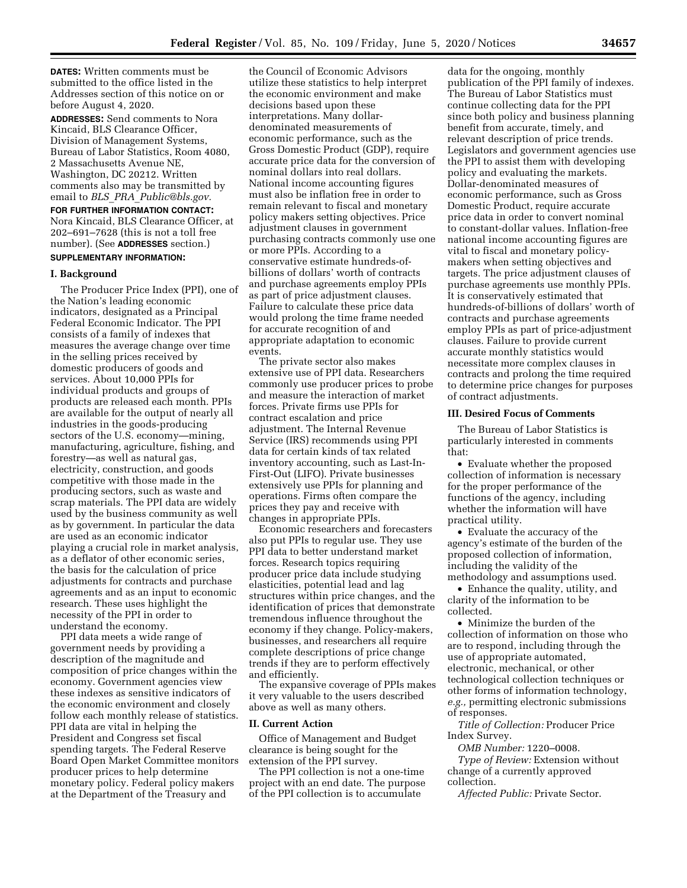**DATES:** Written comments must be submitted to the office listed in the Addresses section of this notice on or before August 4, 2020.

**ADDRESSES:** Send comments to Nora Kincaid, BLS Clearance Officer, Division of Management Systems, Bureau of Labor Statistics, Room 4080, 2 Massachusetts Avenue NE, Washington, DC 20212. Written comments also may be transmitted by email to *BLS_PRA_Public@bls.gov.*

**FOR FURTHER INFORMATION CONTACT:** Nora Kincaid, BLS Clearance Officer, at 202–691–7628 (this is not a toll free number). (See **ADDRESSES** section.)

**SUPPLEMENTARY INFORMATION:**

## I. Background

The Producer Price Index (PPI), one of the Nation's leading economic indicators, designated as a Principal Federal Economic Indicator. The PPI consists of a family of indexes that measures the average change over time in the selling prices received by domestic producers of goods and services. About 10,000 PPIs for individual products and groups of products are released each month. PPIs are available for the output of nearly all industries in the goods-producing sectors of the U.S. economy—mining, manufacturing, agriculture, fishing, and forestry—as well as natural gas, electricity, construction, and goods competitive with those made in the producing sectors, such as waste and scrap materials. The PPI data are widely used by the business community as well as by government. In particular the data are used as an economic indicator playing a crucial role in market analysis, as a deflator of other economic series, the basis for the calculation of price adjustments for contracts and purchase agreements and as an input to economic research. These uses highlight the necessity of the PPI in order to understand the economy.

PPI data meets a wide range of government needs by providing a description of the magnitude and composition of price changes within the economy. Government agencies view these indexes as sensitive indicators of the economic environment and closely follow each monthly release of statistics. PPI data are vital in helping the President and Congress set fiscal spending targets. The Federal Reserve Board Open Market Committee monitors producer prices to help determine monetary policy. Federal policy makers at the Department of the Treasury and the Council of Economic Advisors utilize these statistics to help interpret the economic environment and make decisions based upon these interpretations. Many dollar-denominated measurements of economic performance, such as the Gross Domestic Product (GDP), require accurate price data for the conversion of nominal dollars into real dollars. National income accounting figures must also be inflation free in order to remain relevant to fiscal and monetary policy makers setting objectives. Price adjustment clauses in government purchasing contracts commonly use one or more PPIs. According to a conservative estimate hundreds-of-billions of dollars' worth of contracts and purchase agreements employ PPIs as part of price adjustment clauses. Failure to calculate these price data would prolong the time frame needed for accurate recognition of and appropriate adaptation to economic events.

The private sector also makes extensive use of PPI data. Researchers commonly use producer prices to probe and measure the interaction of market forces. Private firms use PPIs for contract escalation and price adjustment. The Internal Revenue Service (IRS) recommends using PPI data for certain kinds of tax related inventory accounting, such as Last-In-First-Out (LIFO). Private businesses extensively use PPIs for planning and operations. Firms often compare the prices they pay and receive with changes in appropriate PPIs.

Economic researchers and forecasters also put PPIs to regular use. They use PPI data to better understand market forces. Research topics requiring producer price data include studying elasticities, potential lead and lag structures within price changes, and the identification of prices that demonstrate tremendous influence throughout the economy if they change. Policy-makers, businesses, and researchers all require complete descriptions of price change trends if they are to perform effectively and efficiently.

The expansive coverage of PPIs makes it very valuable to the users described above as well as many others.

## II. Current Action

Office of Management and Budget clearance is being sought for the extension of the PPI survey.

The PPI collection is not a one-time project with an end date. The purpose of the PPI collection is to accumulate data for the ongoing, monthly publication of the PPI family of indexes. The Bureau of Labor Statistics must continue collecting data for the PPI since both policy and business planning benefit from accurate, timely, and relevant description of price trends. Legislators and government agencies use the PPI to assist them with developing policy and evaluating the markets. Dollar-denominated measures of economic performance, such as Gross Domestic Product, require accurate price data in order to convert nominal to constant-dollar values. Inflation-free national income accounting figures are vital to fiscal and monetary policy-makers when setting objectives and targets. The price adjustment clauses of purchase agreements use monthly PPIs. It is conservatively estimated that hundreds-of-billions of dollars' worth of contracts and purchase agreements employ PPIs as part of price-adjustment clauses. Failure to provide current accurate monthly statistics would necessitate more complex clauses in contracts and prolong the time required to determine price changes for purposes of contract adjustments.

## III. Desired Focus of Comments

The Bureau of Labor Statistics is particularly interested in comments that:

- Evaluate whether the proposed collection of information is necessary for the proper performance of the functions of the agency, including whether the information will have practical utility.
- Evaluate the accuracy of the agency's estimate of the burden of the proposed collection of information, including the validity of the methodology and assumptions used.
- Enhance the quality, utility, and clarity of the information to be collected.
- Minimize the burden of the collection of information on those who are to respond, including through the use of appropriate automated, electronic, mechanical, or other technological collection techniques or other forms of information technology, *e.g.,* permitting electronic submissions of responses.

*Title of Collection:* Producer Price Index Survey.

*OMB Number:* 1220–0008.

*Type of Review:* Extension without change of a currently approved collection.

*Affected Public:* Private Sector.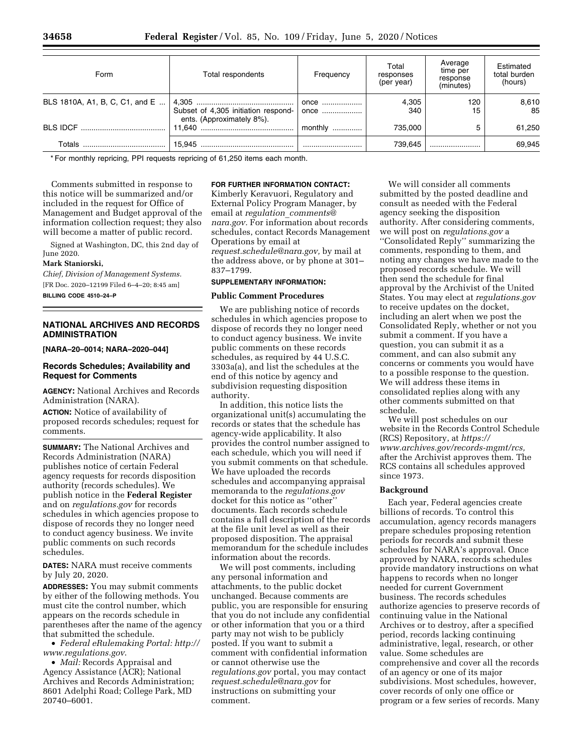| Form | Total respondents | Frequency | Total responses (per year) | Average time per response (minutes) | Estimated total burden (hours) |
|---|---|---|---|---|---|
| BLS 1810A, A1, B, C, C1, and E | 4,305 | once | 4,305 | 120 | 8,610 |
| | Subset of 4,305 initiation respondents. (Approximately 8%). | once | 340 | 15 | 85 |
| BLS IDCF | 11,640 | monthly | 735,000 | 5 | 61,250 |
| Totals | 15,945 | | 739,645 | | 69,945 |

* For monthly repricing, PPI requests repricing of 61,250 items each month.

Comments submitted in response to this notice will be summarized and/or included in the request for Office of Management and Budget approval of the information collection request; they also will become a matter of public record.

Signed at Washington, DC, this 2nd day of June 2020.

**Mark Staniorski,**

*Chief, Division of Management Systems.*

[FR Doc. 2020–12199 Filed 6–4–20; 8:45 am]

**BILLING CODE 4510–24–P**

## NATIONAL ARCHIVES AND RECORDS ADMINISTRATION

**[NARA–20–0014; NARA–2020–044]**

### Records Schedules; Availability and Request for Comments

**AGENCY:** National Archives and Records Administration (NARA).

**ACTION:** Notice of availability of proposed records schedules; request for comments.

**SUMMARY:** The National Archives and Records Administration (NARA) publishes notice of certain Federal agency requests for records disposition authority (records schedules). We publish notice in the **Federal Register** and on *regulations.gov* for records schedules in which agencies propose to dispose of records they no longer need to conduct agency business. We invite public comments on such records schedules.

**DATES:** NARA must receive comments by July 20, 2020.

**ADDRESSES:** You may submit comments by either of the following methods. You must cite the control number, which appears on the records schedule in parentheses after the name of the agency that submitted the schedule.

- *Federal eRulemaking Portal: http://www.regulations.gov*.
- *Mail:* Records Appraisal and Agency Assistance (ACR); National Archives and Records Administration; 8601 Adelphi Road; College Park, MD 20740–6001.

**FOR FURTHER INFORMATION CONTACT:** Kimberly Keravuori, Regulatory and External Policy Program Manager, by email at *regulation_comments@nara.gov*. For information about records schedules, contact Records Management Operations by email at *request.schedule@nara.gov,* by mail at the address above, or by phone at 301–837–1799.

**SUPPLEMENTARY INFORMATION:**

**Public Comment Procedures**

We are publishing notice of records schedules in which agencies propose to dispose of records they no longer need to conduct agency business. We invite public comments on these records schedules, as required by 44 U.S.C. 3303a(a), and list the schedules at the end of this notice by agency and subdivision requesting disposition authority.

In addition, this notice lists the organizational unit(s) accumulating the records or states that the schedule has agency-wide applicability. It also provides the control number assigned to each schedule, which you will need if you submit comments on that schedule. We have uploaded the records schedules and accompanying appraisal memoranda to the *regulations.gov* docket for this notice as ''other'' documents. Each records schedule contains a full description of the records at the file unit level as well as their proposed disposition. The appraisal memorandum for the schedule includes information about the records.

We will post comments, including any personal information and attachments, to the public docket unchanged. Because comments are public, you are responsible for ensuring that you do not include any confidential or other information that you or a third party may not wish to be publicly posted. If you want to submit a comment with confidential information or cannot otherwise use the *regulations.gov* portal, you may contact *request.schedule@nara.gov* for instructions on submitting your comment.

We will consider all comments submitted by the posted deadline and consult as needed with the Federal agency seeking the disposition authority. After considering comments, we will post on *regulations.gov* a ''Consolidated Reply'' summarizing the comments, responding to them, and noting any changes we have made to the proposed records schedule. We will then send the schedule for final approval by the Archivist of the United States. You may elect at *regulations.gov* to receive updates on the docket, including an alert when we post the Consolidated Reply, whether or not you submit a comment. If you have a question, you can submit it as a comment, and can also submit any concerns or comments you would have to a possible response to the question. We will address these items in consolidated replies along with any other comments submitted on that schedule.

We will post schedules on our website in the Records Control Schedule (RCS) Repository, at *https://www.archives.gov/records-mgmt/rcs,* after the Archivist approves them. The RCS contains all schedules approved since 1973.

**Background**

Each year, Federal agencies create billions of records. To control this accumulation, agency records managers prepare schedules proposing retention periods for records and submit these schedules for NARA's approval. Once approved by NARA, records schedules provide mandatory instructions on what happens to records when no longer needed for current Government business. The records schedules authorize agencies to preserve records of continuing value in the National Archives or to destroy, after a specified period, records lacking continuing administrative, legal, research, or other value. Some schedules are comprehensive and cover all the records of an agency or one of its major subdivisions. Most schedules, however, cover records of only one office or program or a few series of records. Many